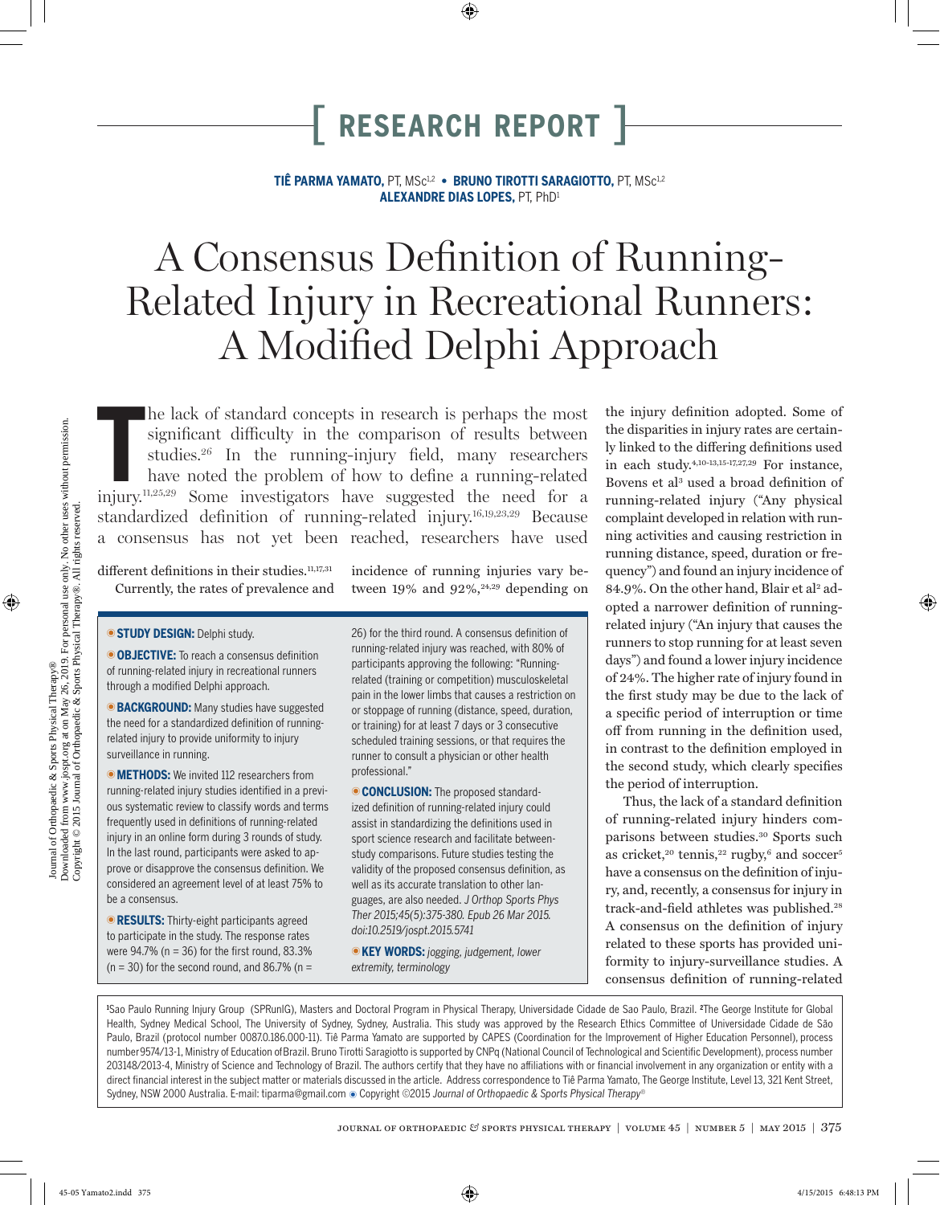# [ RESEARCH REPORT ]

**TIÊ PARMA YAMATO,** PT, MSc[1,2] • **BRUNO TIROTTI SARAGIOTTO,** PT, MSc[1,2]
**ALEXANDRE DIAS LOPES,** PT, PhD[1]

# A Consensus Definition of Running-Related Injury in Recreational Runners: A Modified Delphi Approach

**STUDY DESIGN:** Delphi study.

**OBJECTIVE:** To reach a consensus definition of running-related injury in recreational runners through a modified Delphi approach.

**BACKGROUND:** Many studies have suggested the need for a standardized definition of running-related injury to provide uniformity to injury surveillance in running.

**METHODS:** We invited 112 researchers from running-related injury studies identified in a previous systematic review to classify words and terms frequently used in definitions of running-related injury in an online form during 3 rounds of study. In the last round, participants were asked to approve or disapprove the consensus definition. We considered an agreement level of at least 75% to be a consensus.

**RESULTS:** Thirty-eight participants agreed to participate in the study. The response rates were 94.7% (n = 36) for the first round, 83.3% (n = 30) for the second round, and 86.7% (n = 26) for the third round. A consensus definition of running-related injury was reached, with 80% of participants approving the following: "Running-related (training or competition) musculoskeletal pain in the lower limbs that causes a restriction on or stoppage of running (distance, speed, duration, or training) for at least 7 days or 3 consecutive scheduled training sessions, or that requires the runner to consult a physician or other health professional."

**CONCLUSION:** The proposed standardized definition of running-related injury could assist in standardizing the definitions used in sport science research and facilitate between-study comparisons. Future studies testing the validity of the proposed consensus definition, as well as its accurate translation to other languages, are also needed. *J Orthop Sports Phys Ther 2015;45(5):375-380. Epub 26 Mar 2015. doi:10.2519/jospt.2015.5741*

**KEY WORDS:** *jogging, judgement, lower extremity, terminology*

The lack of standard concepts in research is perhaps the most significant difficulty in the comparison of results between studies.[26] In the running-injury field, many researchers have noted the problem of how to define a running-related injury.[11,25,29] Some investigators have suggested the need for a standardized definition of running-related injury.[16,19,23,29] Because a consensus has not yet been reached, researchers have used different definitions in their studies.[11,17,31]

Currently, the rates of prevalence and incidence of running injuries vary between 19% and 92%,[24,29] depending on the injury definition adopted. Some of the disparities in injury rates are certainly linked to the differing definitions used in each study.[4,10-13,15-17,27,29] For instance, Bovens et al[3] used a broad definition of running-related injury ("Any physical complaint developed in relation with running activities and causing restriction in running distance, speed, duration or frequency") and found an injury incidence of 84.9%. On the other hand, Blair et al[2] adopted a narrower definition of running-related injury ("An injury that causes the runners to stop running for at least seven days") and found a lower injury incidence of 24%. The higher rate of injury found in the first study may be due to the lack of a specific period of interruption or time off from running in the definition used, in contrast to the definition employed in the second study, which clearly specifies the period of interruption.

Thus, the lack of a standard definition of running-related injury hinders comparisons between studies.[30] Sports such as cricket,[20] tennis,[22] rugby,[6] and soccer[5] have a consensus on the definition of injury, and, recently, a consensus for injury in track-and-field athletes was published.[28] A consensus on the definition of injury related to these sports has provided uniformity to injury-surveillance studies. A consensus definition of running-related

[1]Sao Paulo Running Injury Group (SPRunIG), Masters and Doctoral Program in Physical Therapy, Universidade Cidade de Sao Paulo, Brazil. [2]The George Institute for Global Health, Sydney Medical School, The University of Sydney, Sydney, Australia. This study was approved by the Research Ethics Committee of Universidade Cidade de São Paulo, Brazil (protocol number 0087.0.186.000-11). Tiê Parma Yamato are supported by CAPES (Coordination for the Improvement of Higher Education Personnel), process number 9574/13-1, Ministry of Education of Brazil. Bruno Tirotti Saragiotto is supported by CNPq (National Council of Technological and Scientific Development), process number 203148/2013-4, Ministry of Science and Technology of Brazil. The authors certify that they have no affiliations with or financial involvement in any organization or entity with a direct financial interest in the subject matter or materials discussed in the article. Address correspondence to Tiê Parma Yamato, The George Institute, Level 13, 321 Kent Street, Sydney, NSW 2000 Australia. E-mail: tiparma@gmail.com ● Copyright ©2015 *Journal of Orthopaedic & Sports Physical Therapy®*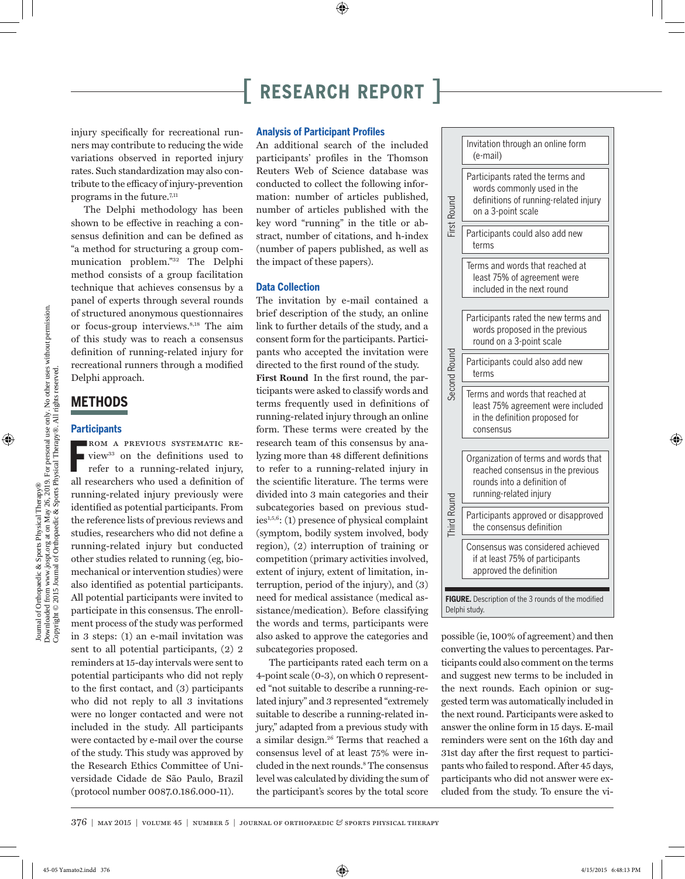injury specifically for recreational runners may contribute to reducing the wide variations observed in reported injury rates. Such standardization may also contribute to the efficacy of injury-prevention programs in the future.[7,11]

The Delphi methodology has been shown to be effective in reaching a consensus definition and can be defined as "a method for structuring a group communication problem."[32] The Delphi method consists of a group facilitation technique that achieves consensus by a panel of experts through several rounds of structured anonymous questionnaires or focus-group interviews.[8,18] The aim of this study was to reach a consensus definition of running-related injury for recreational runners through a modified Delphi approach.

## METHODS

### Participants

From a previous systematic review[33] on the definitions used to refer to a running-related injury, all researchers who used a definition of running-related injury previously were identified as potential participants. From the reference lists of previous reviews and studies, researchers who did not define a running-related injury but conducted other studies related to running (eg, biomechanical or intervention studies) were also identified as potential participants. All potential participants were invited to participate in this consensus. The enrollment process of the study was performed in 3 steps: (1) an e-mail invitation was sent to all potential participants, (2) 2 reminders at 15-day intervals were sent to potential participants who did not reply to the first contact, and (3) participants who did not reply to all 3 invitations were no longer contacted and were not included in the study. All participants were contacted by e-mail over the course of the study. This study was approved by the Research Ethics Committee of Universidade Cidade de São Paulo, Brazil (protocol number 0087.0.186.000-11).

### Analysis of Participant Profiles

An additional search of the included participants' profiles in the Thomson Reuters Web of Science database was conducted to collect the following information: number of articles published, number of articles published with the key word "running" in the title or abstract, number of citations, and h-index (number of papers published, as well as the impact of these papers).

### Data Collection

The invitation by e-mail contained a brief description of the study, an online link to further details of the study, and a consent form for the participants. Participants who accepted the invitation were directed to the first round of the study.

**First Round** In the first round, the participants were asked to classify words and terms frequently used in definitions of running-related injury through an online form. These terms were created by the research team of this consensus by analyzing more than 48 different definitions to refer to a running-related injury in the scientific literature. The terms were divided into 3 main categories and their subcategories based on previous studies[1,5,6]: (1) presence of physical complaint (symptom, bodily system involved, body region), (2) interruption of training or competition (primary activities involved, extent of injury, extent of limitation, interruption, period of the injury), and (3) need for medical assistance (medical assistance/medication). Before classifying the words and terms, participants were also asked to approve the categories and subcategories proposed.

The participants rated each term on a 4-point scale (0-3), on which 0 represented "not suitable to describe a running-related injury" and 3 represented "extremely suitable to describe a running-related injury," adapted from a previous study with a similar design.[26] Terms that reached a consensus level of at least 75% were included in the next rounds.[8] The consensus level was calculated by dividing the sum of the participant's scores by the total score possible (ie, 100% of agreement) and then converting the values to percentages. Participants could also comment on the terms and suggest new terms to be included in the next rounds. Each opinion or suggested term was automatically included in the next round. Participants were asked to answer the online form in 15 days. E-mail reminders were sent on the 16th day and 31st day after the first request to participants who failed to respond. After 45 days, participants who did not answer were excluded from the study. To ensure the vi-

| Round | Step |
|---|---|
| First Round | Invitation through an online form (e-mail) |
| | Participants rated the terms and words commonly used in the definitions of running-related injury on a 3-point scale |
| | Participants could also add new terms |
| | Terms and words that reached at least 75% of agreement were included in the next round |
| Second Round | Participants rated the new terms and words proposed in the previous round on a 3-point scale |
| | Participants could also add new terms |
| | Terms and words that reached at least 75% agreement were included in the definition proposed for consensus |
| Third Round | Organization of terms and words that reached consensus in the previous rounds into a definition of running-related injury |
| | Participants approved or disapproved the consensus definition |
| | Consensus was considered achieved if at least 75% of participants approved the definition |

**FIGURE.** Description of the 3 rounds of the modified Delphi study.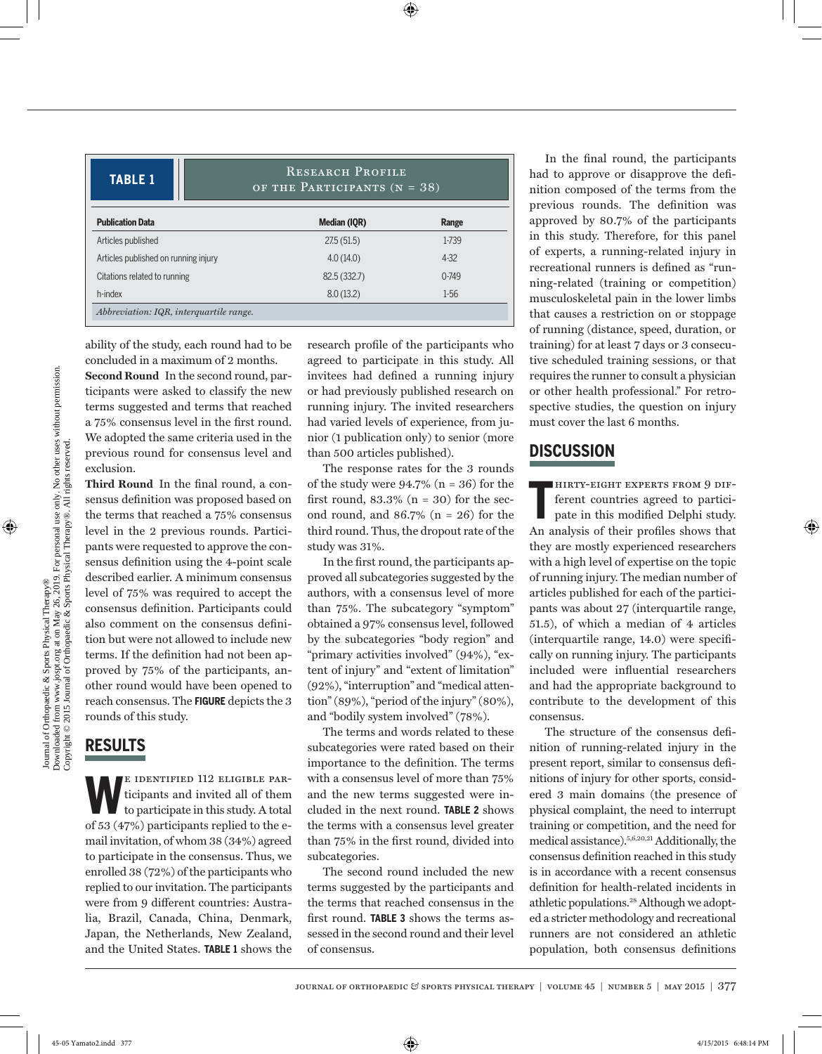**TABLE 1** Research Profile of the Participants (N = 38)

| Publication Data | Median (IQR) | Range |
|---|---|---|
| Articles published | 27.5 (51.5) | 1-739 |
| Articles published on running injury | 4.0 (14.0) | 4-32 |
| Citations related to running | 82.5 (332.7) | 0-749 |
| h-index | 8.0 (13.2) | 1-56 |

*Abbreviation: IQR, interquartile range.*

ability of the study, each round had to be concluded in a maximum of 2 months.

**Second Round** In the second round, participants were asked to classify the new terms suggested and terms that reached a 75% consensus level in the first round. We adopted the same criteria used in the previous round for consensus level and exclusion.

**Third Round** In the final round, a consensus definition was proposed based on the terms that reached a 75% consensus level in the 2 previous rounds. Participants were requested to approve the consensus definition using the 4-point scale described earlier. A minimum consensus level of 75% was required to accept the consensus definition. Participants could also comment on the consensus definition but were not allowed to include new terms. If the definition had not been approved by 75% of the participants, another round would have been opened to reach consensus. The **FIGURE** depicts the 3 rounds of this study.

## RESULTS

We identified 112 eligible participants and invited all of them to participate in this study. A total of 53 (47%) participants replied to the e-mail invitation, of whom 38 (34%) agreed to participate in the consensus. Thus, we enrolled 38 (72%) of the participants who replied to our invitation. The participants were from 9 different countries: Australia, Brazil, Canada, China, Denmark, Japan, the Netherlands, New Zealand, and the United States. **TABLE 1** shows the research profile of the participants who agreed to participate in this study. All invitees had defined a running injury or had previously published research on running injury. The invited researchers had varied levels of experience, from junior (1 publication only) to senior (more than 500 articles published).

The response rates for the 3 rounds of the study were 94.7% (n = 36) for the first round, 83.3% (n = 30) for the second round, and 86.7% (n = 26) for the third round. Thus, the dropout rate of the study was 31%.

In the first round, the participants approved all subcategories suggested by the authors, with a consensus level of more than 75%. The subcategory "symptom" obtained a 97% consensus level, followed by the subcategories "body region" and "primary activities involved" (94%), "extent of injury" and "extent of limitation" (92%), "interruption" and "medical attention" (89%), "period of the injury" (80%), and "bodily system involved" (78%).

The terms and words related to these subcategories were rated based on their importance to the definition. The terms with a consensus level of more than 75% and the new terms suggested were included in the next round. **TABLE 2** shows the terms with a consensus level greater than 75% in the first round, divided into subcategories.

The second round included the new terms suggested by the participants and the terms that reached consensus in the first round. **TABLE 3** shows the terms assessed in the second round and their level of consensus.

In the final round, the participants had to approve or disapprove the definition composed of the terms from the previous rounds. The definition was approved by 80.7% of the participants in this study. Therefore, for this panel of experts, a running-related injury in recreational runners is defined as "running-related (training or competition) musculoskeletal pain in the lower limbs that causes a restriction on or stoppage of running (distance, speed, duration, or training) for at least 7 days or 3 consecutive scheduled training sessions, or that requires the runner to consult a physician or other health professional." For retrospective studies, the question on injury must cover the last 6 months.

## DISCUSSION

Thirty-eight experts from 9 different countries agreed to participate in this modified Delphi study. An analysis of their profiles shows that they are mostly experienced researchers with a high level of expertise on the topic of running injury. The median number of articles published for each of the participants was about 27 (interquartile range, 51.5), of which a median of 4 articles (interquartile range, 14.0) were specifically on running injury. The participants included were influential researchers and had the appropriate background to contribute to the development of this consensus.

The structure of the consensus definition of running-related injury in the present report, similar to consensus definitions of injury for other sports, considered 3 main domains (the presence of physical complaint, the need to interrupt training or competition, and the need for medical assistance).[5,6,20,21] Additionally, the consensus definition reached in this study is in accordance with a recent consensus definition for health-related incidents in athletic populations.[28] Although we adopted a stricter methodology and recreational runners are not considered an athletic population, both consensus definitions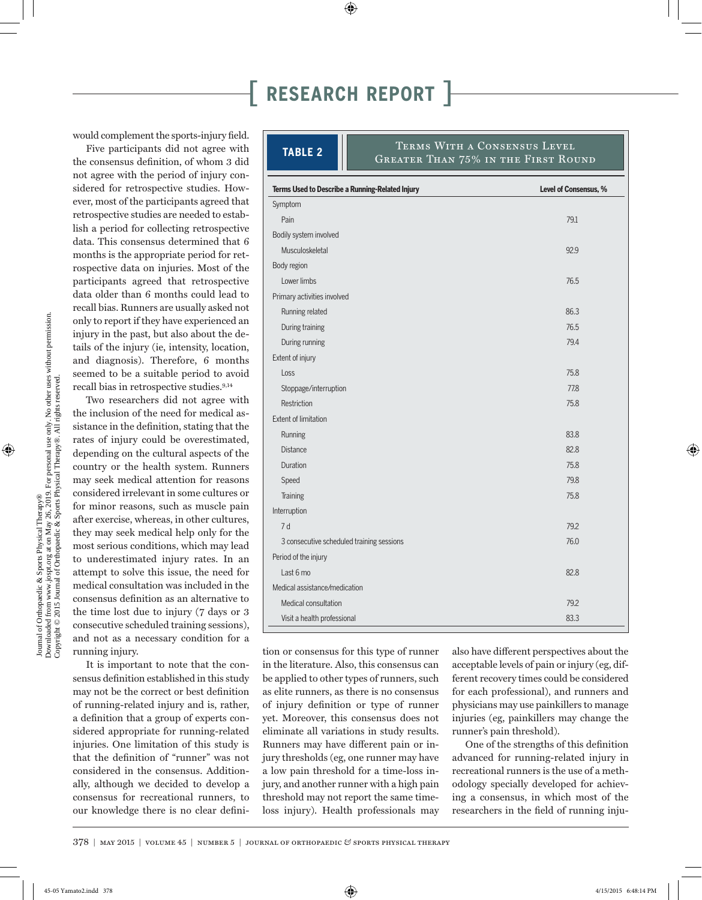would complement the sports-injury field.

Five participants did not agree with the consensus definition, of whom 3 did not agree with the period of injury considered for retrospective studies. However, most of the participants agreed that retrospective studies are needed to establish a period for collecting retrospective data. This consensus determined that 6 months is the appropriate period for retrospective data on injuries. Most of the participants agreed that retrospective data older than 6 months could lead to recall bias. Runners are usually asked not only to report if they have experienced an injury in the past, but also about the details of the injury (ie, intensity, location, and diagnosis). Therefore, 6 months seemed to be a suitable period to avoid recall bias in retrospective studies.[9,14]

Two researchers did not agree with the inclusion of the need for medical assistance in the definition, stating that the rates of injury could be overestimated, depending on the cultural aspects of the country or the health system. Runners may seek medical attention for reasons considered irrelevant in some cultures or for minor reasons, such as muscle pain after exercise, whereas, in other cultures, they may seek medical help only for the most serious conditions, which may lead to underestimated injury rates. In an attempt to solve this issue, the need for medical consultation was included in the consensus definition as an alternative to the time lost due to injury (7 days or 3 consecutive scheduled training sessions), and not as a necessary condition for a running injury.

It is important to note that the consensus definition established in this study may not be the correct or best definition of running-related injury and is, rather, a definition that a group of experts considered appropriate for running-related injuries. One limitation of this study is that the definition of "runner" was not considered in the consensus. Additionally, although we decided to develop a consensus for recreational runners, to our knowledge there is no clear definition or consensus for this type of runner in the literature. Also, this consensus can be applied to other types of runners, such as elite runners, as there is no consensus of injury definition or type of runner yet. Moreover, this consensus does not eliminate all variations in study results. Runners may have different pain or injury thresholds (eg, one runner may have a low pain threshold for a time-loss injury, and another runner with a high pain threshold may not report the same time-loss injury). Health professionals may also have different perspectives about the acceptable levels of pain or injury (eg, different recovery times could be considered for each professional), and runners and physicians may use painkillers to manage injuries (eg, painkillers may change the runner's pain threshold).

One of the strengths of this definition advanced for running-related injury in recreational runners is the use of a methodology specially developed for achieving a consensus, in which most of the researchers in the field of running inju-

**TABLE 2** Terms With a Consensus Level Greater Than 75% in the First Round

| Terms Used to Describe a Running-Related Injury | Level of Consensus, % |
|---|---|
| Symptom | |
| Pain | 79.1 |
| Bodily system involved | |
| Musculoskeletal | 92.9 |
| Body region | |
| Lower limbs | 76.5 |
| Primary activities involved | |
| Running related | 86.3 |
| During training | 76.5 |
| During running | 79.4 |
| Extent of injury | |
| Loss | 75.8 |
| Stoppage/interruption | 77.8 |
| Restriction | 75.8 |
| Extent of limitation | |
| Running | 83.8 |
| Distance | 82.8 |
| Duration | 75.8 |
| Speed | 79.8 |
| Training | 75.8 |
| Interruption | |
| 7 d | 79.2 |
| 3 consecutive scheduled training sessions | 76.0 |
| Period of the injury | |
| Last 6 mo | 82.8 |
| Medical assistance/medication | |
| Medical consultation | 79.2 |
| Visit a health professional | 83.3 |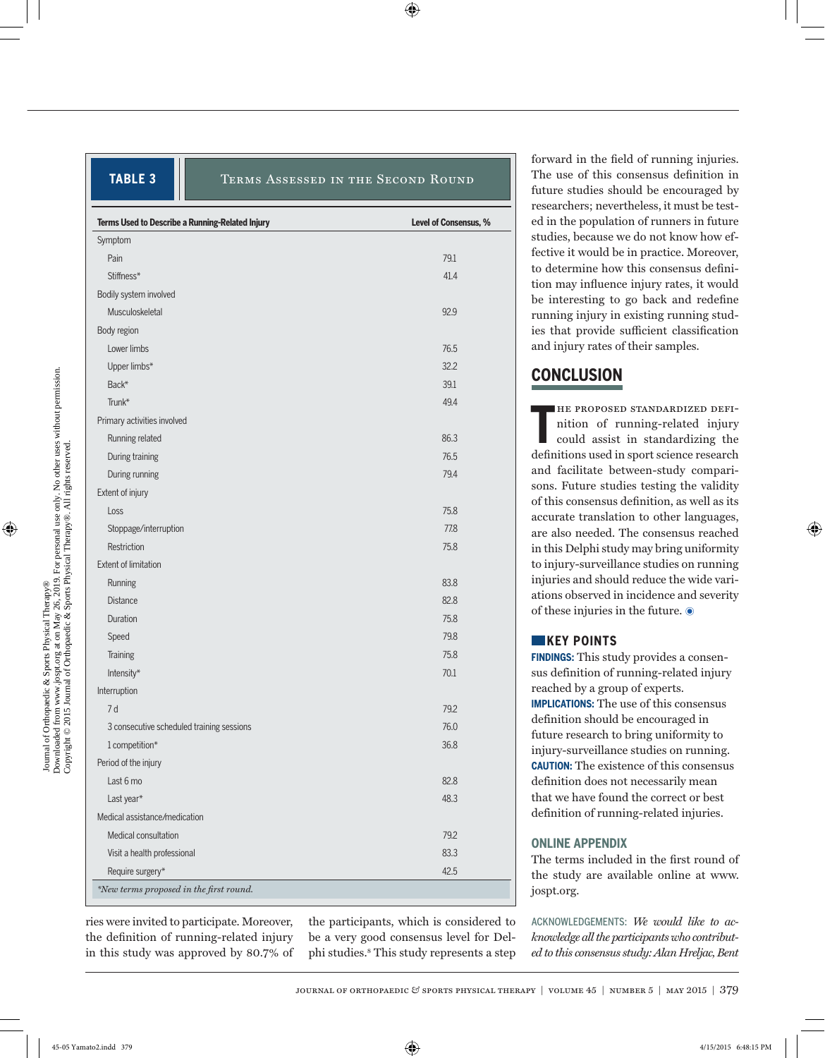**TABLE 3** Terms Assessed in the Second Round

| Terms Used to Describe a Running-Related Injury | Level of Consensus, % |
|---|---|
| Symptom | |
| Pain | 79.1 |
| Stiffness* | 41.4 |
| Bodily system involved | |
| Musculoskeletal | 92.9 |
| Body region | |
| Lower limbs | 76.5 |
| Upper limbs* | 32.2 |
| Back* | 39.1 |
| Trunk* | 49.4 |
| Primary activities involved | |
| Running related | 86.3 |
| During training | 76.5 |
| During running | 79.4 |
| Extent of injury | |
| Loss | 75.8 |
| Stoppage/interruption | 77.8 |
| Restriction | 75.8 |
| Extent of limitation | |
| Running | 83.8 |
| Distance | 82.8 |
| Duration | 75.8 |
| Speed | 79.8 |
| Training | 75.8 |
| Intensity* | 70.1 |
| Interruption | |
| 7 d | 79.2 |
| 3 consecutive scheduled training sessions | 76.0 |
| 1 competition* | 36.8 |
| Period of the injury | |
| Last 6 mo | 82.8 |
| Last year* | 48.3 |
| Medical assistance/medication | |
| Medical consultation | 79.2 |
| Visit a health professional | 83.3 |
| Require surgery* | 42.5 |

*New terms proposed in the first round.*

ries were invited to participate. Moreover, the definition of running-related injury in this study was approved by 80.7% of the participants, which is considered to be a very good consensus level for Delphi studies.[8] This study represents a step forward in the field of running injuries. The use of this consensus definition in future studies should be encouraged by researchers; nevertheless, it must be tested in the population of runners in future studies, because we do not know how effective it would be in practice. Moreover, to determine how this consensus definition may influence injury rates, it would be interesting to go back and redefine running injury in existing running studies that provide sufficient classification and injury rates of their samples.

## CONCLUSION

The proposed standardized definition of running-related injury could assist in standardizing the definitions used in sport science research and facilitate between-study comparisons. Future studies testing the validity of this consensus definition, as well as its accurate translation to other languages, are also needed. The consensus reached in this Delphi study may bring uniformity to injury-surveillance studies on running injuries and should reduce the wide variations observed in incidence and severity of these injuries in the future.

### KEY POINTS

**FINDINGS:** This study provides a consensus definition of running-related injury reached by a group of experts.

**IMPLICATIONS:** The use of this consensus definition should be encouraged in future research to bring uniformity to injury-surveillance studies on running.

**CAUTION:** The existence of this consensus definition does not necessarily mean that we have found the correct or best definition of running-related injuries.

### ONLINE APPENDIX

The terms included in the first round of the study are available online at www.jospt.org.

ACKNOWLEDGEMENTS: *We would like to acknowledge all the participants who contributed to this consensus study: Alan Hreljac, Bent*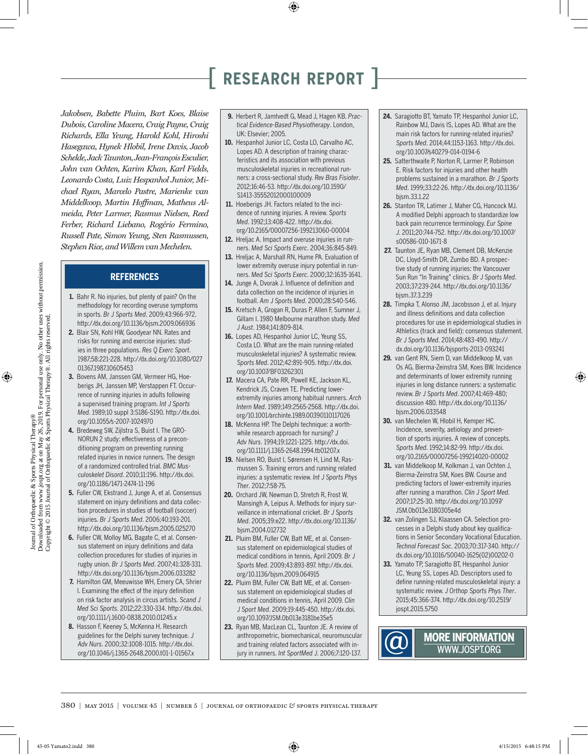*Jakobsen, Babette Pluim, Bart Koes, Blaise Dubois, Caroline Macera, Craig Payne, Craig Richards, Ella Yeung, Harold Kohl, Hiroshi Hasegawa, Hynek Hlobil, Irene Davis, Jacob Schelde, Jack Taunton, Jean-François Esculier, John van Ochten, Karim Khan, Karl Fields, Leonardo Costa, Luiz Hespanhol Junior, Michael Ryan, Marcelo Pastre, Marienke van Middelkoop, Martin Hoffman, Matheus Almeida, Peter Larmer, Rasmus Nielsen, Reed Ferber, Richard Liebano, Rogério Fermino, Russell Pate, Simon Yeung, Sten Rasmussen, Stephen Rice, and Willem van Mechelen.*

## REFERENCES

1. Bahr R. No injuries, but plenty of pain? On the methodology for recording overuse symptoms in sports. *Br J Sports Med*. 2009;43:966-972. http://dx.doi.org/10.1136/bjsm.2009.066936
2. Blair SN, Kohl HW, Goodyear NN. Rates and risks for running and exercise injuries: studies in three populations. *Res Q Exerc Sport*. 1987;58:221-228. http://dx.doi.org/10.1080/02701367.1987.10605453
3. Bovens AM, Janssen GM, Vermeer HG, Hoeberigs JH, Janssen MP, Verstappen FT. Occurrence of running injuries in adults following a supervised training program. *Int J Sports Med*. 1989;10 suppl 3:S186-S190. http://dx.doi.org/10.1055/s-2007-1024970
4. Bredeweg SW, Zijlstra S, Buist I. The GRONORUN 2 study: effectiveness of a preconditioning program on preventing running related injuries in novice runners. The design of a randomized controlled trial. *BMC Musculoskelet Disord*. 2010;11:196. http://dx.doi.org/10.1186/1471-2474-11-196
5. Fuller CW, Ekstrand J, Junge A, et al. Consensus statement on injury definitions and data collection procedures in studies of football (soccer) injuries. *Br J Sports Med*. 2006;40:193-201. http://dx.doi.org/10.1136/bjsm.2005.025270
6. Fuller CW, Molloy MG, Bagate C, et al. Consensus statement on injury definitions and data collection procedures for studies of injuries in rugby union. *Br J Sports Med*. 2007;41:328-331. http://dx.doi.org/10.1136/bjsm.2006.033282
7. Hamilton GM, Meeuwisse WH, Emery CA, Shrier I. Examining the effect of the injury definition on risk factor analysis in circus artists. *Scand J Med Sci Sports*. 2012;22:330-334. http://dx.doi.org/10.1111/j.1600-0838.2010.01245.x
8. Hasson F, Keeney S, McKenna H. Research guidelines for the Delphi survey technique. *J Adv Nurs*. 2000;32:1008-1015. http://dx.doi.org/10.1046/j.1365-2648.2000.t01-1-01567.x
9. Herbert R, Jamtvedt G, Mead J, Hagen KB. *Practical Evidence-Based Physiotherapy*. London, UK: Elsevier; 2005.
10. Hespanhol Junior LC, Costa LO, Carvalho AC, Lopes AD. A description of training characteristics and its association with previous musculoskeletal injuries in recreational runners: a cross-sectional study. *Rev Bras Fisioter*. 2012;16:46-53. http://dx.doi.org/10.1590/S1413-35552012000100009
11. Hoeberigs JH. Factors related to the incidence of running injuries. A review. *Sports Med*. 1992;13:408-422. http://dx.doi.org/10.2165/00007256-199213060-00004
12. Hreljac A. Impact and overuse injuries in runners. *Med Sci Sports Exerc*. 2004;36:845-849.
13. Hreljac A, Marshall RN, Hume PA. Evaluation of lower extremity overuse injury potential in runners. *Med Sci Sports Exerc*. 2000;32:1635-1641.
14. Junge A, Dvorak J. Influence of definition and data collection on the incidence of injuries in football. *Am J Sports Med*. 2000;28:S40-S46.
15. Kretsch A, Grogan R, Duras P, Allen F, Sumner J, Gillam I. 1980 Melbourne marathon study. *Med J Aust*. 1984;141:809-814.
16. Lopes AD, Hespanhol Junior LC, Yeung SS, Costa LO. What are the main running-related musculoskeletal injuries? A systematic review. *Sports Med*. 2012;42:891-905. http://dx.doi.org/10.1007/BF03262301
17. Macera CA, Pate RR, Powell KE, Jackson KL, Kendrick JS, Craven TE. Predicting lower-extremity injuries among habitual runners. *Arch Intern Med*. 1989;149:2565-2568. http://dx.doi.org/10.1001/archinte.1989.00390110117026
18. McKenna HP. The Delphi technique: a worthwhile research approach for nursing? *J Adv Nurs*. 1994;19:1221-1225. http://dx.doi.org/10.1111/j.1365-2648.1994.tb01207.x
19. Nielsen RO, Buist I, Sørensen H, Lind M, Rasmussen S. Training errors and running related injuries: a systematic review. *Int J Sports Phys Ther*. 2012;7:58-75.
20. Orchard JW, Newman D, Stretch R, Frost W, Mansingh A, Leipus A. Methods for injury surveillance in international cricket. *Br J Sports Med*. 2005;39:e22. http://dx.doi.org/10.1136/bjsm.2004.012732
21. Pluim BM, Fuller CW, Batt ME, et al. Consensus statement on epidemiological studies of medical conditions in tennis, April 2009. *Br J Sports Med*. 2009;43:893-897. http://dx.doi.org/10.1136/bjsm.2009.064915
22. Pluim BM, Fuller CW, Batt ME, et al. Consensus statement on epidemiological studies of medical conditions in tennis, April 2009. *Clin J Sport Med*. 2009;19:445-450. http://dx.doi.org/10.1097/JSM.0b013e3181be35e5
23. Ryan MB, MacLean CL, Taunton JE. A review of anthropometric, biomechanical, neuromuscular and training related factors associated with injury in runners. *Int SportMed J*. 2006;7:120-137.
24. Saragiotto BT, Yamato TP, Hespanhol Junior LC, Rainbow MJ, Davis IS, Lopes AD. What are the main risk factors for running-related injuries? *Sports Med*. 2014;44:1153-1163. http://dx.doi.org/10.1007/s40279-014-0194-6
25. Satterthwaite P, Norton R, Larmer P, Robinson E. Risk factors for injuries and other health problems sustained in a marathon. *Br J Sports Med*. 1999;33:22-26. http://dx.doi.org/10.1136/bjsm.33.1.22
26. Stanton TR, Latimer J, Maher CG, Hancock MJ. A modified Delphi approach to standardize low back pain recurrence terminology. *Eur Spine J*. 2011;20:744-752. http://dx.doi.org/10.1007/s00586-010-1671-8
27. Taunton JE, Ryan MB, Clement DB, McKenzie DC, Lloyd-Smith DR, Zumbo BD. A prospective study of running injuries: the Vancouver Sun Run "In Training" clinics. *Br J Sports Med*. 2003;37:239-244. http://dx.doi.org/10.1136/bjsm.37.3.239
28. Timpka T, Alonso JM, Jacobsson J, et al. Injury and illness definitions and data collection procedures for use in epidemiological studies in Athletics (track and field): consensus statement. *Br J Sports Med*. 2014;48:483-490. http://dx.doi.org/10.1136/bjsports-2013-093241
29. van Gent RN, Siem D, van Middelkoop M, van Os AG, Bierma-Zeinstra SM, Koes BW. Incidence and determinants of lower extremity running injuries in long distance runners: a systematic review. *Br J Sports Med*. 2007;41:469-480; discussion 480. http://dx.doi.org/10.1136/bjsm.2006.033548
30. van Mechelen W, Hlobil H, Kemper HC. Incidence, severity, aetiology and prevention of sports injuries. A review of concepts. *Sports Med*. 1992;14:82-99. http://dx.doi.org/10.2165/00007256-199214020-00002
31. van Middelkoop M, Kolkman J, van Ochten J, Bierma-Zeinstra SM, Koes BW. Course and predicting factors of lower-extremity injuries after running a marathon. *Clin J Sport Med*. 2007;17:25-30. http://dx.doi.org/10.1097/JSM.0b013e3180305e4d
32. van Zolingen SJ, Klaassen CA. Selection processes in a Delphi study about key qualifications in Senior Secondary Vocational Education. *Technol Forecast Soc*. 2003;70:317-340. http://dx.doi.org/10.1016/S0040-1625(02)00202-0
33. Yamato TP, Saragiotto BT, Hespanhol Junior LC, Yeung SS, Lopes AD. Descriptors used to define running-related musculoskeletal injury: a systematic review. *J Orthop Sports Phys Ther*. 2015;45:366-374. http://dx.doi.org/10.2519/jospt.2015.5750

**MORE INFORMATION**
WWW.JOSPT.ORG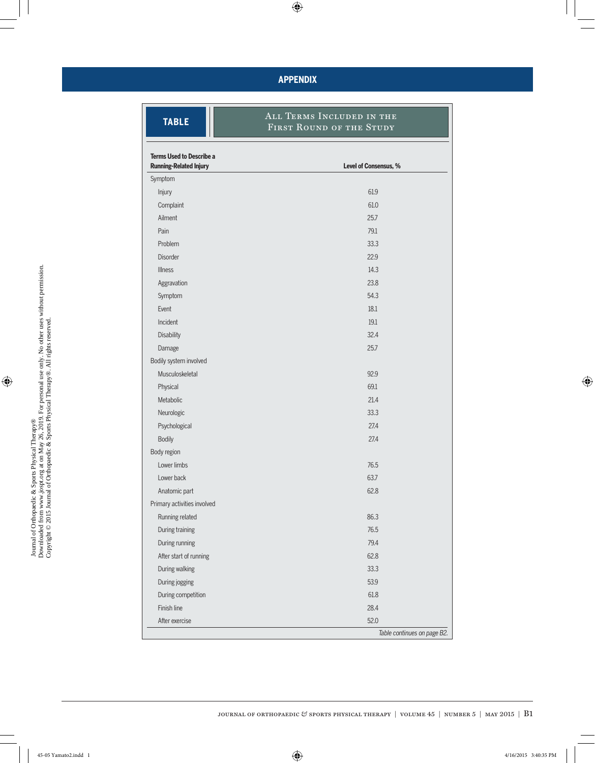## APPENDIX

**TABLE** All Terms Included in the First Round of the Study

| Terms Used to Describe a Running-Related Injury | Level of Consensus, % |
|---|---|
| Symptom | |
| Injury | 61.9 |
| Complaint | 61.0 |
| Ailment | 25.7 |
| Pain | 79.1 |
| Problem | 33.3 |
| Disorder | 22.9 |
| Illness | 14.3 |
| Aggravation | 23.8 |
| Symptom | 54.3 |
| Event | 18.1 |
| Incident | 19.1 |
| Disability | 32.4 |
| Damage | 25.7 |
| Bodily system involved | |
| Musculoskeletal | 92.9 |
| Physical | 69.1 |
| Metabolic | 21.4 |
| Neurologic | 33.3 |
| Psychological | 27.4 |
| Bodily | 27.4 |
| Body region | |
| Lower limbs | 76.5 |
| Lower back | 63.7 |
| Anatomic part | 62.8 |
| Primary activities involved | |
| Running related | 86.3 |
| During training | 76.5 |
| During running | 79.4 |
| After start of running | 62.8 |
| During walking | 33.3 |
| During jogging | 53.9 |
| During competition | 61.8 |
| Finish line | 28.4 |
| After exercise | 52.0 |

*Table continues on page B2.*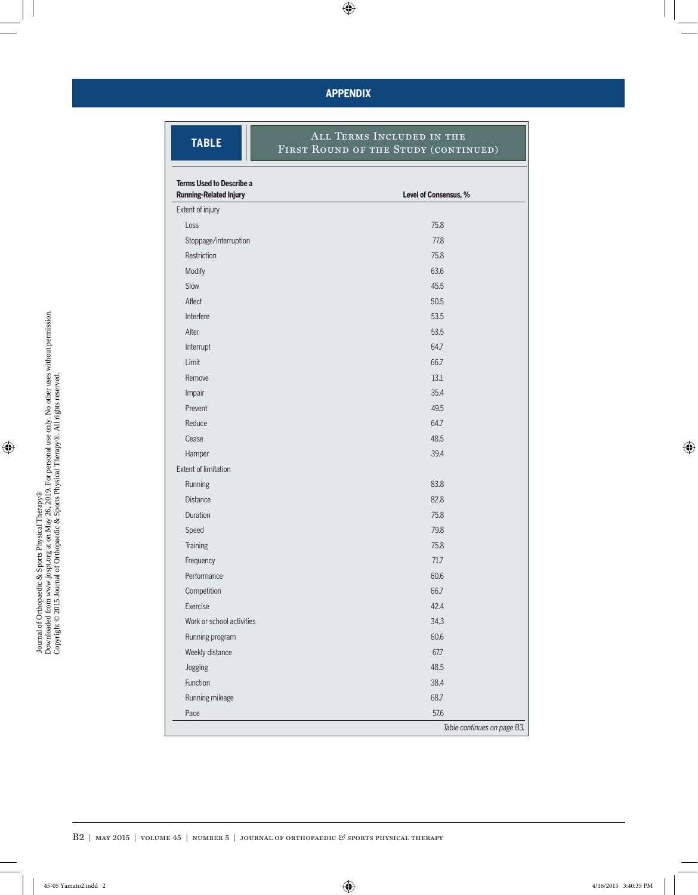## APPENDIX

**TABLE** All Terms Included in the First Round of the Study (continued)

| Terms Used to Describe a Running-Related Injury | Level of Consensus, % |
|---|---|
| Extent of injury | |
| Loss | 75.8 |
| Stoppage/interruption | 77.8 |
| Restriction | 75.8 |
| Modify | 63.6 |
| Slow | 45.5 |
| Affect | 50.5 |
| Interfere | 53.5 |
| Alter | 53.5 |
| Interrupt | 64.7 |
| Limit | 66.7 |
| Remove | 13.1 |
| Impair | 35.4 |
| Prevent | 49.5 |
| Reduce | 64.7 |
| Cease | 48.5 |
| Hamper | 39.4 |
| Extent of limitation | |
| Running | 83.8 |
| Distance | 82.8 |
| Duration | 75.8 |
| Speed | 79.8 |
| Training | 75.8 |
| Frequency | 71.7 |
| Performance | 60.6 |
| Competition | 66.7 |
| Exercise | 42.4 |
| Work or school activities | 34.3 |
| Running program | 60.6 |
| Weekly distance | 67.7 |
| Jogging | 48.5 |
| Function | 38.4 |
| Running mileage | 68.7 |
| Pace | 57.6 |

*Table continues on page B3.*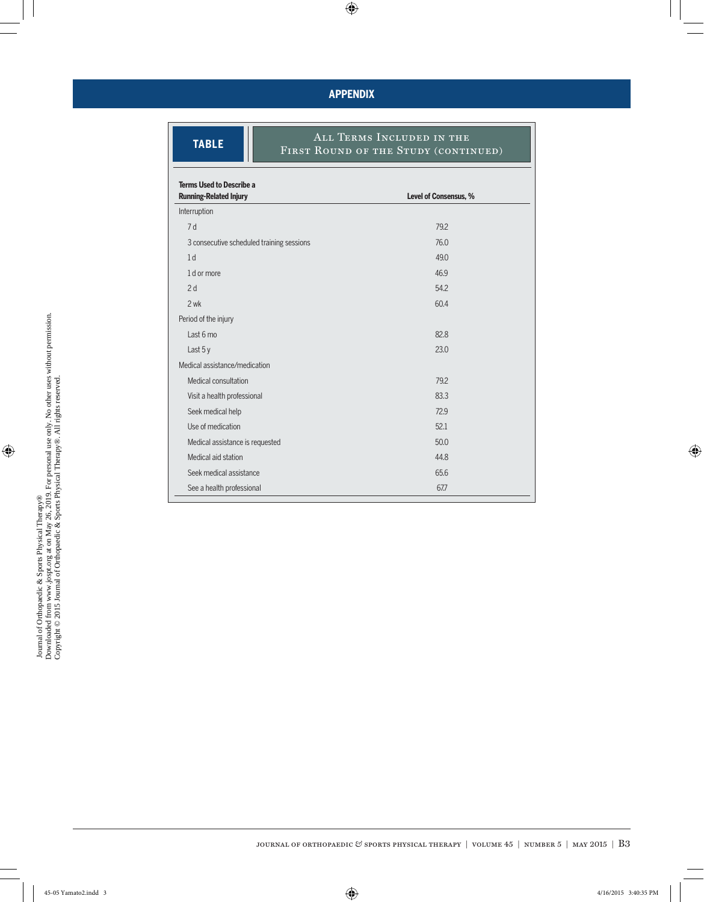## APPENDIX

**TABLE** All Terms Included in the First Round of the Study (continued)

| Terms Used to Describe a Running-Related Injury | Level of Consensus, % |
|---|---|
| Interruption | |
| 7 d | 79.2 |
| 3 consecutive scheduled training sessions | 76.0 |
| 1 d | 49.0 |
| 1 d or more | 46.9 |
| 2 d | 54.2 |
| 2 wk | 60.4 |
| Period of the injury | |
| Last 6 mo | 82.8 |
| Last 5 y | 23.0 |
| Medical assistance/medication | |
| Medical consultation | 79.2 |
| Visit a health professional | 83.3 |
| Seek medical help | 72.9 |
| Use of medication | 52.1 |
| Medical assistance is requested | 50.0 |
| Medical aid station | 44.8 |
| Seek medical assistance | 65.6 |
| See a health professional | 67.7 |